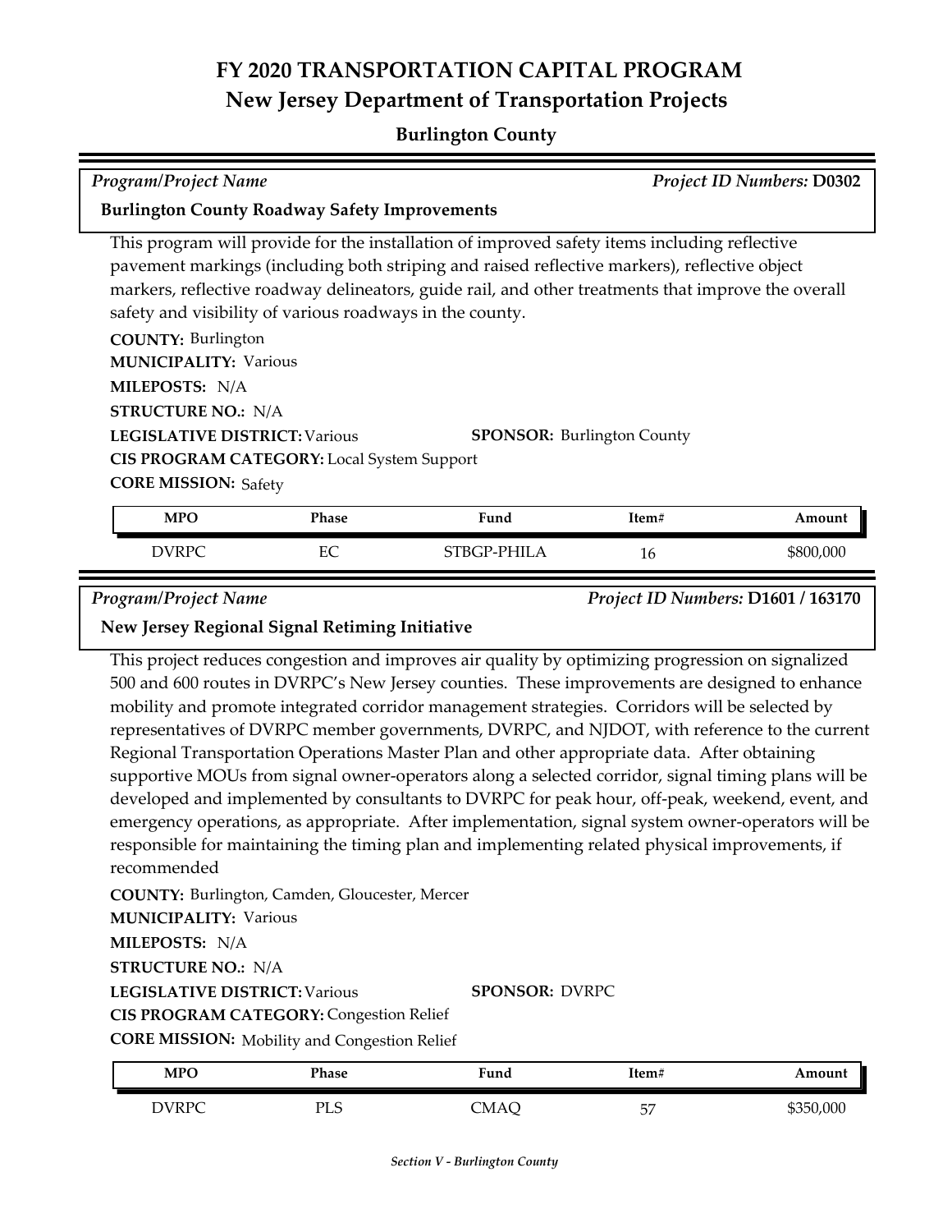# FY 2020 TRANSPORTATION CAPITAL PROGRAM
## New Jersey Department of Transportation Projects

### Burlington County

*Program/Project Name* *Project ID Numbers:* **D0302**

**Burlington County Roadway Safety Improvements**

This program will provide for the installation of improved safety items including reflective pavement markings (including both striping and raised reflective markers), reflective object markers, reflective roadway delineators, guide rail, and other treatments that improve the overall safety and visibility of various roadways in the county.

**COUNTY:** Burlington
**MUNICIPALITY:** Various
**MILEPOSTS:** N/A
**STRUCTURE NO.:** N/A
**LEGISLATIVE DISTRICT:** Various **SPONSOR:** Burlington County
**CIS PROGRAM CATEGORY:** Local System Support
**CORE MISSION:** Safety

| MPO | Phase | Fund | Item# | Amount |
|---|---|---|---|---|
| DVRPC | EC | STBGP-PHILA | 16 | $800,000 |

*Program/Project Name* *Project ID Numbers:* **D1601 / 163170**

**New Jersey Regional Signal Retiming Initiative**

This project reduces congestion and improves air quality by optimizing progression on signalized 500 and 600 routes in DVRPC's New Jersey counties. These improvements are designed to enhance mobility and promote integrated corridor management strategies. Corridors will be selected by representatives of DVRPC member governments, DVRPC, and NJDOT, with reference to the current Regional Transportation Operations Master Plan and other appropriate data. After obtaining supportive MOUs from signal owner-operators along a selected corridor, signal timing plans will be developed and implemented by consultants to DVRPC for peak hour, off-peak, weekend, event, and emergency operations, as appropriate. After implementation, signal system owner-operators will be responsible for maintaining the timing plan and implementing related physical improvements, if recommended

**COUNTY:** Burlington, Camden, Gloucester, Mercer
**MUNICIPALITY:** Various
**MILEPOSTS:** N/A
**STRUCTURE NO.:** N/A
**LEGISLATIVE DISTRICT:** Various **SPONSOR:** DVRPC
**CIS PROGRAM CATEGORY:** Congestion Relief
**CORE MISSION:** Mobility and Congestion Relief

| MPO | Phase | Fund | Item# | Amount |
|---|---|---|---|---|
| DVRPC | PLS | CMAQ | 57 | $350,000 |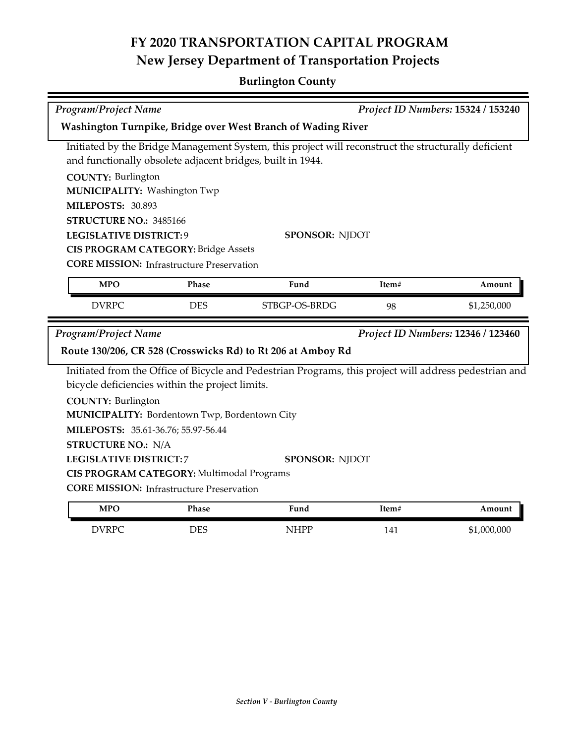# FY 2020 TRANSPORTATION CAPITAL PROGRAM
## New Jersey Department of Transportation Projects

### Burlington County

*Program/Project Name* | *Project ID Numbers:* **15324 / 153240**

**Washington Turnpike, Bridge over West Branch of Wading River**

Initiated by the Bridge Management System, this project will reconstruct the structurally deficient and functionally obsolete adjacent bridges, built in 1944.

**COUNTY:** Burlington
**MUNICIPALITY:** Washington Twp
**MILEPOSTS:** 30.893
**STRUCTURE NO.:** 3485166
**LEGISLATIVE DISTRICT:** 9
**SPONSOR:** NJDOT
**CIS PROGRAM CATEGORY:** Bridge Assets
**CORE MISSION:** Infrastructure Preservation

| MPO | Phase | Fund | Item# | Amount |
|---|---|---|---|---|
| DVRPC | DES | STBGP-OS-BRDG | 98 | $1,250,000 |

*Program/Project Name* | *Project ID Numbers:* **12346 / 123460**

**Route 130/206, CR 528 (Crosswicks Rd) to Rt 206 at Amboy Rd**

Initiated from the Office of Bicycle and Pedestrian Programs, this project will address pedestrian and bicycle deficiencies within the project limits.

**COUNTY:** Burlington
**MUNICIPALITY:** Bordentown Twp, Bordentown City
**MILEPOSTS:** 35.61-36.76; 55.97-56.44
**STRUCTURE NO.:** N/A
**LEGISLATIVE DISTRICT:** 7
**SPONSOR:** NJDOT
**CIS PROGRAM CATEGORY:** Multimodal Programs
**CORE MISSION:** Infrastructure Preservation

| MPO | Phase | Fund | Item# | Amount |
|---|---|---|---|---|
| DVRPC | DES | NHPP | 141 | $1,000,000 |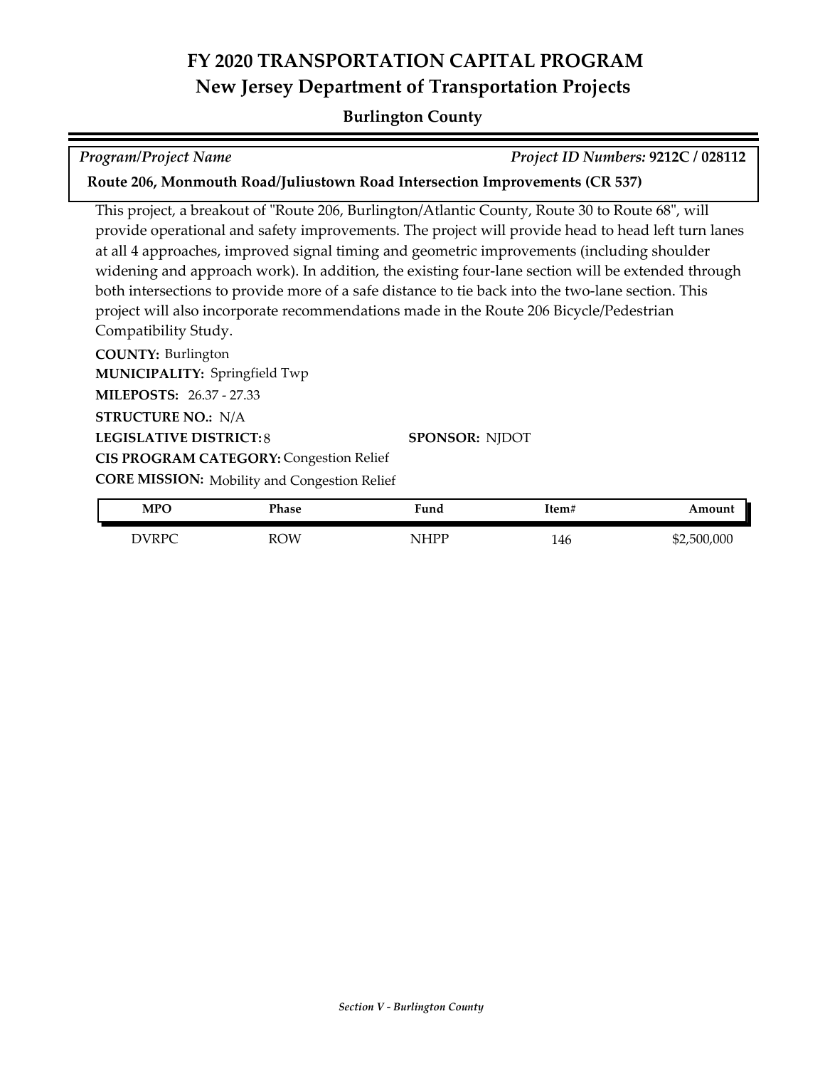# FY 2020 TRANSPORTATION CAPITAL PROGRAM
## New Jersey Department of Transportation Projects

### Burlington County

*Program/Project Name* *Project ID Numbers:* **9212C / 028112**

**Route 206, Monmouth Road/Juliustown Road Intersection Improvements (CR 537)**

This project, a breakout of "Route 206, Burlington/Atlantic County, Route 30 to Route 68", will provide operational and safety improvements. The project will provide head to head left turn lanes at all 4 approaches, improved signal timing and geometric improvements (including shoulder widening and approach work). In addition, the existing four-lane section will be extended through both intersections to provide more of a safe distance to tie back into the two-lane section. This project will also incorporate recommendations made in the Route 206 Bicycle/Pedestrian Compatibility Study.

**COUNTY:** Burlington
**MUNICIPALITY:** Springfield Twp
**MILEPOSTS:** 26.37 - 27.33
**STRUCTURE NO.:** N/A
**LEGISLATIVE DISTRICT:** 8 **SPONSOR:** NJDOT
**CIS PROGRAM CATEGORY:** Congestion Relief
**CORE MISSION:** Mobility and Congestion Relief

| MPO | Phase | Fund | Item# | Amount |
|---|---|---|---|---|
| DVRPC | ROW | NHPP | 146 | $2,500,000 |